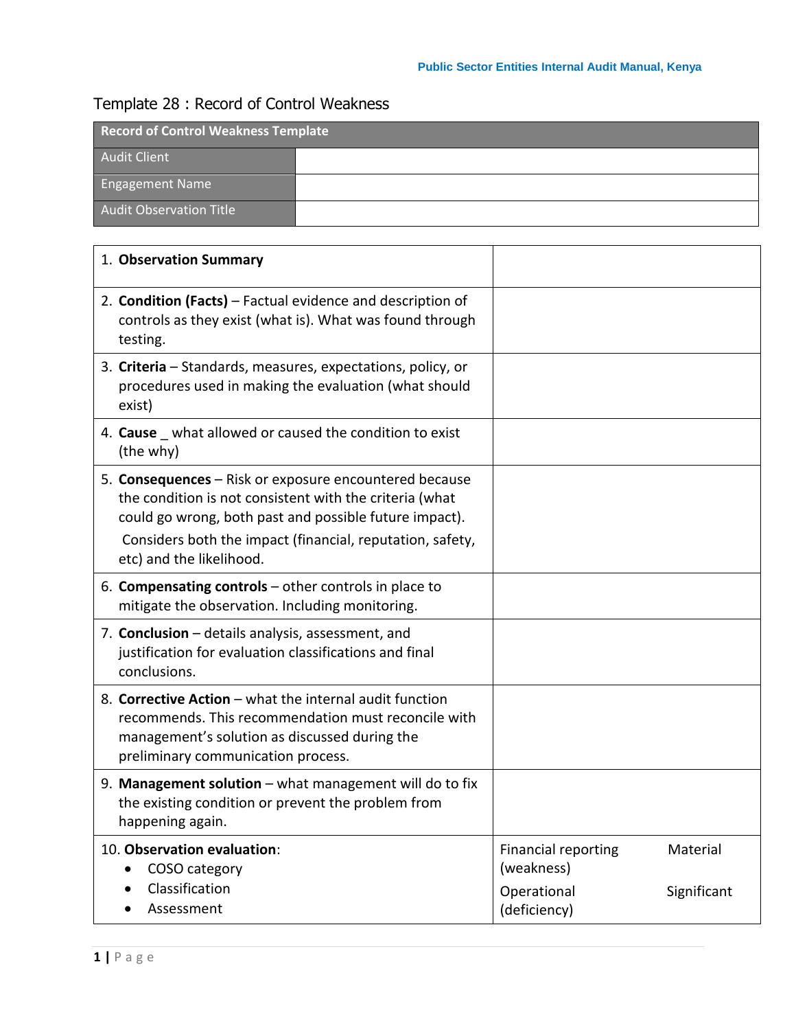Template 28 : Record of Control Weakness

| Record of Control Weakness Template | |
|---|---|
| Audit Client | |
| Engagement Name | |
| Audit Observation Title | |

| | | |
|---|---|---|
| 1. **Observation Summary** | | |
| 2. **Condition (Facts)** – Factual evidence and description of controls as they exist (what is). What was found through testing. | | |
| 3. **Criteria** – Standards, measures, expectations, policy, or procedures used in making the evaluation (what should exist) | | |
| 4. **Cause** _ what allowed or caused the condition to exist (the why) | | |
| 5. **Consequences** – Risk or exposure encountered because the condition is not consistent with the criteria (what could go wrong, both past and possible future impact). Considers both the impact (financial, reputation, safety, etc) and the likelihood. | | |
| 6. **Compensating controls** – other controls in place to mitigate the observation. Including monitoring. | | |
| 7. **Conclusion** – details analysis, assessment, and justification for evaluation classifications and final conclusions. | | |
| 8. **Corrective Action** – what the internal audit function recommends. This recommendation must reconcile with management's solution as discussed during the preliminary communication process. | | |
| 9. **Management solution** – what management will do to fix the existing condition or prevent the problem from happening again. | | |
| 10. **Observation evaluation**:<br>• COSO category<br>• Classification<br>• Assessment | Financial reporting (weakness)<br>Operational (deficiency) | Material<br>Significant |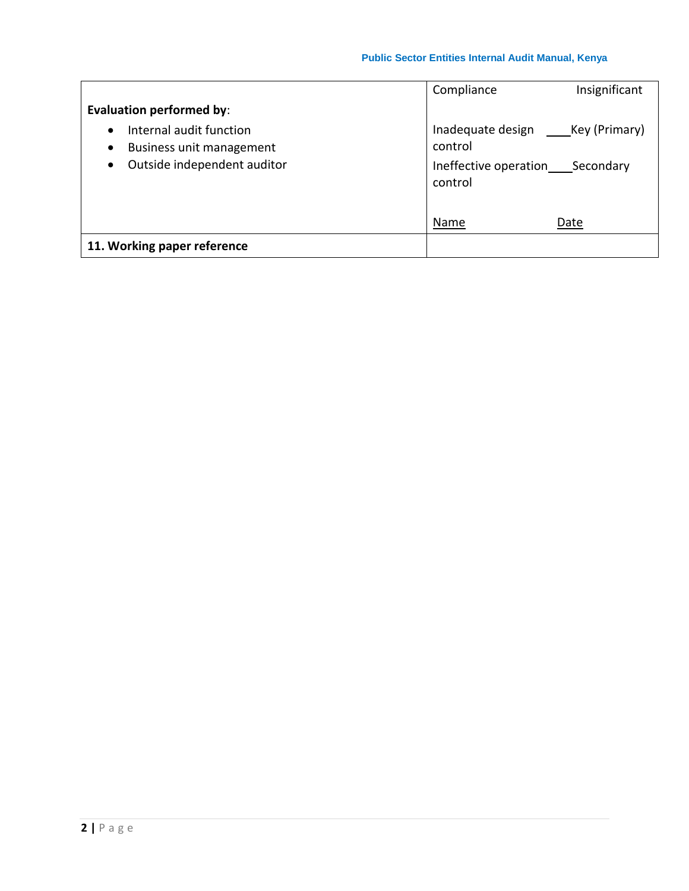| | |
|---|---|
| **Evaluation performed by**:<br>• Internal audit function<br>• Business unit management<br>• Outside independent auditor | Compliance Insignificant<br><br>Inadequate design control ____Key (Primary)<br><br>Ineffective operation control ____Secondary<br><br>Name Date |
| **11. Working paper reference** | |